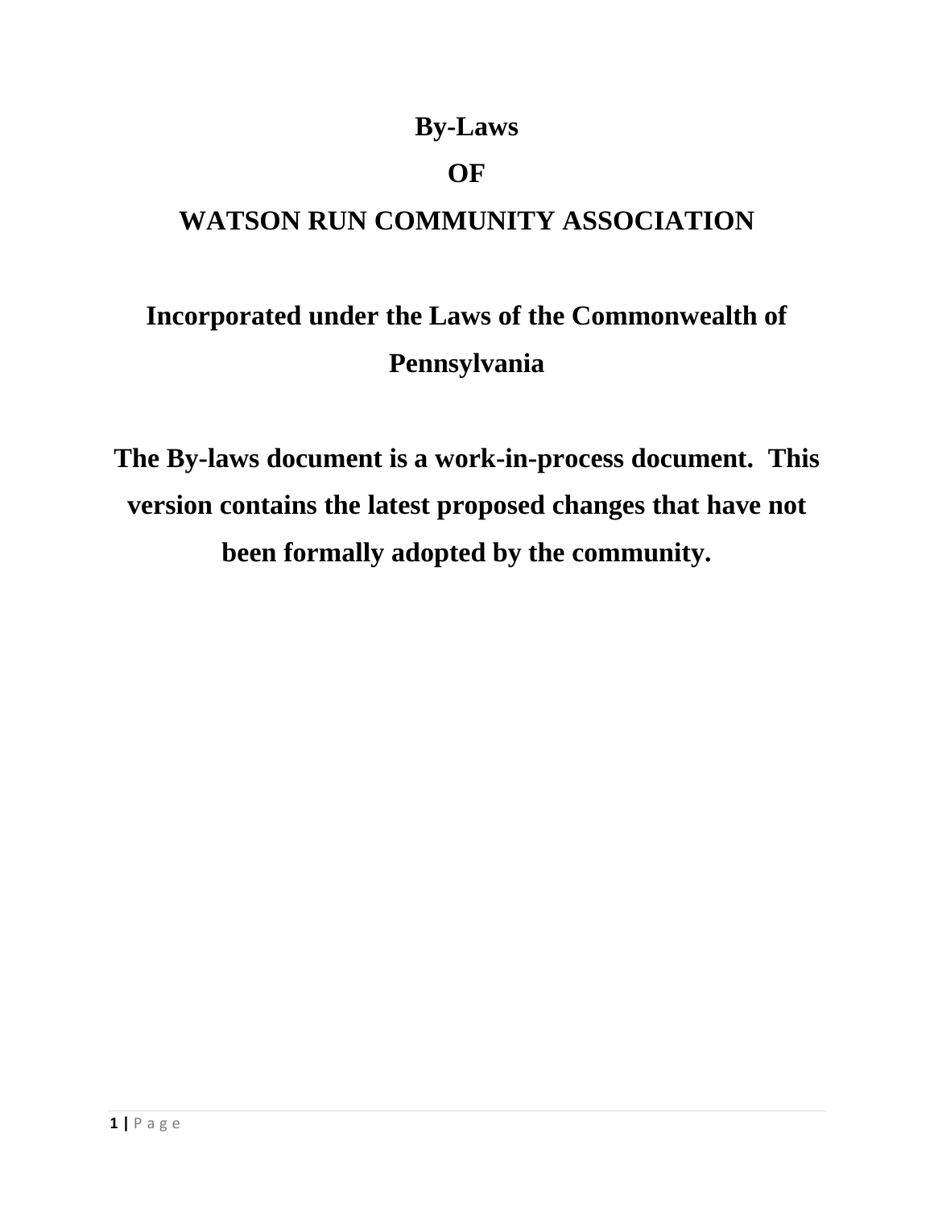# By-Laws

# OF

# WATSON RUN COMMUNITY ASSOCIATION

## Incorporated under the Laws of the Commonwealth of Pennsylvania

**The By-laws document is a work-in-process document. This version contains the latest proposed changes that have not been formally adopted by the community.**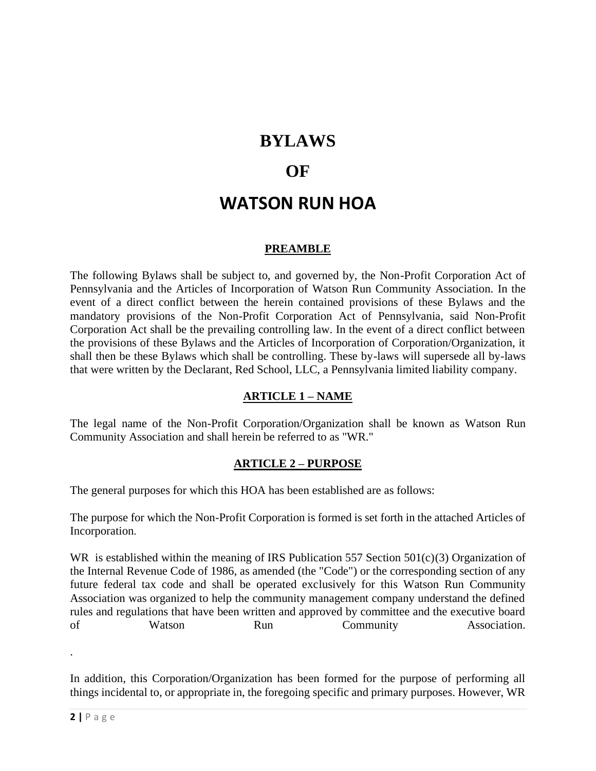# BYLAWS

# OF

# WATSON RUN HOA

## PREAMBLE

The following Bylaws shall be subject to, and governed by, the Non-Profit Corporation Act of Pennsylvania and the Articles of Incorporation of Watson Run Community Association. In the event of a direct conflict between the herein contained provisions of these Bylaws and the mandatory provisions of the Non-Profit Corporation Act of Pennsylvania, said Non-Profit Corporation Act shall be the prevailing controlling law. In the event of a direct conflict between the provisions of these Bylaws and the Articles of Incorporation of Corporation/Organization, it shall then be these Bylaws which shall be controlling. These by-laws will supersede all by-laws that were written by the Declarant, Red School, LLC, a Pennsylvania limited liability company.

## ARTICLE 1 – NAME

The legal name of the Non-Profit Corporation/Organization shall be known as Watson Run Community Association and shall herein be referred to as "WR."

## ARTICLE 2 – PURPOSE

The general purposes for which this HOA has been established are as follows:

The purpose for which the Non-Profit Corporation is formed is set forth in the attached Articles of Incorporation.

WR is established within the meaning of IRS Publication 557 Section 501(c)(3) Organization of the Internal Revenue Code of 1986, as amended (the "Code") or the corresponding section of any future federal tax code and shall be operated exclusively for this Watson Run Community Association was organized to help the community management company understand the defined rules and regulations that have been written and approved by committee and the executive board of Watson Run Community Association.

.

In addition, this Corporation/Organization has been formed for the purpose of performing all things incidental to, or appropriate in, the foregoing specific and primary purposes. However, WR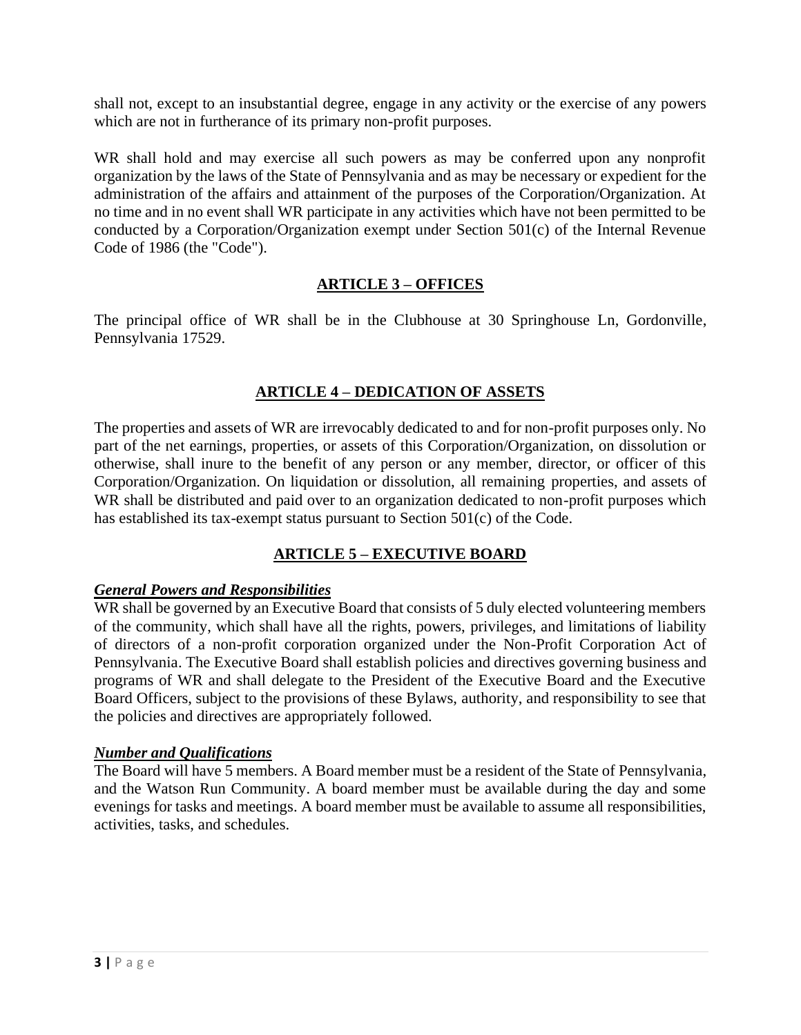shall not, except to an insubstantial degree, engage in any activity or the exercise of any powers which are not in furtherance of its primary non-profit purposes.

WR shall hold and may exercise all such powers as may be conferred upon any nonprofit organization by the laws of the State of Pennsylvania and as may be necessary or expedient for the administration of the affairs and attainment of the purposes of the Corporation/Organization. At no time and in no event shall WR participate in any activities which have not been permitted to be conducted by a Corporation/Organization exempt under Section 501(c) of the Internal Revenue Code of 1986 (the "Code").

## ARTICLE 3 – OFFICES

The principal office of WR shall be in the Clubhouse at 30 Springhouse Ln, Gordonville, Pennsylvania 17529.

## ARTICLE 4 – DEDICATION OF ASSETS

The properties and assets of WR are irrevocably dedicated to and for non-profit purposes only. No part of the net earnings, properties, or assets of this Corporation/Organization, on dissolution or otherwise, shall inure to the benefit of any person or any member, director, or officer of this Corporation/Organization. On liquidation or dissolution, all remaining properties, and assets of WR shall be distributed and paid over to an organization dedicated to non-profit purposes which has established its tax-exempt status pursuant to Section 501(c) of the Code.

## ARTICLE 5 – EXECUTIVE BOARD

### ***General Powers and Responsibilities***

WR shall be governed by an Executive Board that consists of 5 duly elected volunteering members of the community, which shall have all the rights, powers, privileges, and limitations of liability of directors of a non-profit corporation organized under the Non-Profit Corporation Act of Pennsylvania. The Executive Board shall establish policies and directives governing business and programs of WR and shall delegate to the President of the Executive Board and the Executive Board Officers, subject to the provisions of these Bylaws, authority, and responsibility to see that the policies and directives are appropriately followed.

### ***Number and Qualifications***

The Board will have 5 members. A Board member must be a resident of the State of Pennsylvania, and the Watson Run Community. A board member must be available during the day and some evenings for tasks and meetings. A board member must be available to assume all responsibilities, activities, tasks, and schedules.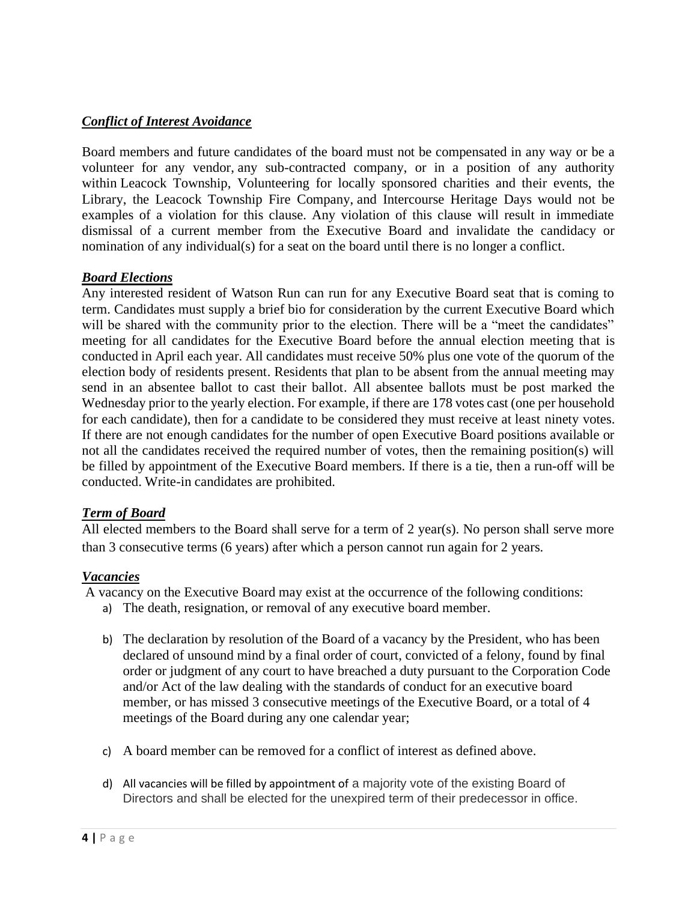***Conflict of Interest Avoidance***

Board members and future candidates of the board must not be compensated in any way or be a volunteer for any vendor, any sub-contracted company, or in a position of any authority within Leacock Township, Volunteering for locally sponsored charities and their events, the Library, the Leacock Township Fire Company, and Intercourse Heritage Days would not be examples of a violation for this clause. Any violation of this clause will result in immediate dismissal of a current member from the Executive Board and invalidate the candidacy or nomination of any individual(s) for a seat on the board until there is no longer a conflict.

***Board Elections***

Any interested resident of Watson Run can run for any Executive Board seat that is coming to term. Candidates must supply a brief bio for consideration by the current Executive Board which will be shared with the community prior to the election. There will be a "meet the candidates" meeting for all candidates for the Executive Board before the annual election meeting that is conducted in April each year. All candidates must receive 50% plus one vote of the quorum of the election body of residents present. Residents that plan to be absent from the annual meeting may send in an absentee ballot to cast their ballot. All absentee ballots must be post marked the Wednesday prior to the yearly election. For example, if there are 178 votes cast (one per household for each candidate), then for a candidate to be considered they must receive at least ninety votes. If there are not enough candidates for the number of open Executive Board positions available or not all the candidates received the required number of votes, then the remaining position(s) will be filled by appointment of the Executive Board members. If there is a tie, then a run-off will be conducted. Write-in candidates are prohibited.

***Term of Board***

All elected members to the Board shall serve for a term of 2 year(s). No person shall serve more than 3 consecutive terms (6 years) after which a person cannot run again for 2 years.

***Vacancies***

A vacancy on the Executive Board may exist at the occurrence of the following conditions:

a) The death, resignation, or removal of any executive board member.

b) The declaration by resolution of the Board of a vacancy by the President, who has been declared of unsound mind by a final order of court, convicted of a felony, found by final order or judgment of any court to have breached a duty pursuant to the Corporation Code and/or Act of the law dealing with the standards of conduct for an executive board member, or has missed 3 consecutive meetings of the Executive Board, or a total of 4 meetings of the Board during any one calendar year;

c) A board member can be removed for a conflict of interest as defined above.

d) All vacancies will be filled by appointment of a majority vote of the existing Board of Directors and shall be elected for the unexpired term of their predecessor in office.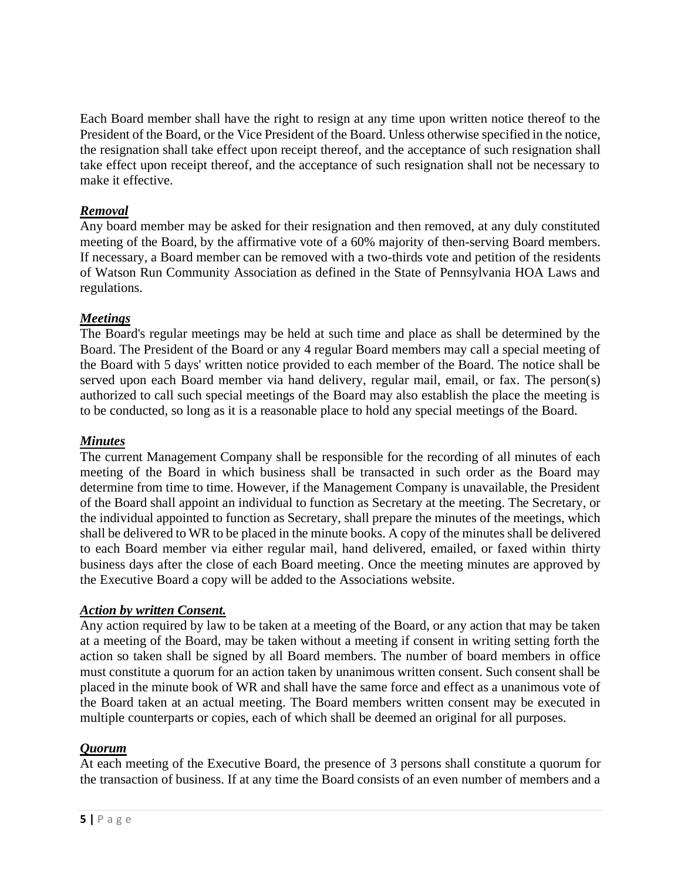Each Board member shall have the right to resign at any time upon written notice thereof to the President of the Board, or the Vice President of the Board. Unless otherwise specified in the notice, the resignation shall take effect upon receipt thereof, and the acceptance of such resignation shall take effect upon receipt thereof, and the acceptance of such resignation shall not be necessary to make it effective.

***Removal***

Any board member may be asked for their resignation and then removed, at any duly constituted meeting of the Board, by the affirmative vote of a 60% majority of then-serving Board members. If necessary, a Board member can be removed with a two-thirds vote and petition of the residents of Watson Run Community Association as defined in the State of Pennsylvania HOA Laws and regulations.

***Meetings***

The Board's regular meetings may be held at such time and place as shall be determined by the Board. The President of the Board or any 4 regular Board members may call a special meeting of the Board with 5 days' written notice provided to each member of the Board. The notice shall be served upon each Board member via hand delivery, regular mail, email, or fax. The person(s) authorized to call such special meetings of the Board may also establish the place the meeting is to be conducted, so long as it is a reasonable place to hold any special meetings of the Board.

***Minutes***

The current Management Company shall be responsible for the recording of all minutes of each meeting of the Board in which business shall be transacted in such order as the Board may determine from time to time. However, if the Management Company is unavailable, the President of the Board shall appoint an individual to function as Secretary at the meeting. The Secretary, or the individual appointed to function as Secretary, shall prepare the minutes of the meetings, which shall be delivered to WR to be placed in the minute books. A copy of the minutes shall be delivered to each Board member via either regular mail, hand delivered, emailed, or faxed within thirty business days after the close of each Board meeting. Once the meeting minutes are approved by the Executive Board a copy will be added to the Associations website.

***Action by written Consent.***

Any action required by law to be taken at a meeting of the Board, or any action that may be taken at a meeting of the Board, may be taken without a meeting if consent in writing setting forth the action so taken shall be signed by all Board members. The number of board members in office must constitute a quorum for an action taken by unanimous written consent. Such consent shall be placed in the minute book of WR and shall have the same force and effect as a unanimous vote of the Board taken at an actual meeting. The Board members written consent may be executed in multiple counterparts or copies, each of which shall be deemed an original for all purposes.

***Quorum***

At each meeting of the Executive Board, the presence of 3 persons shall constitute a quorum for the transaction of business. If at any time the Board consists of an even number of members and a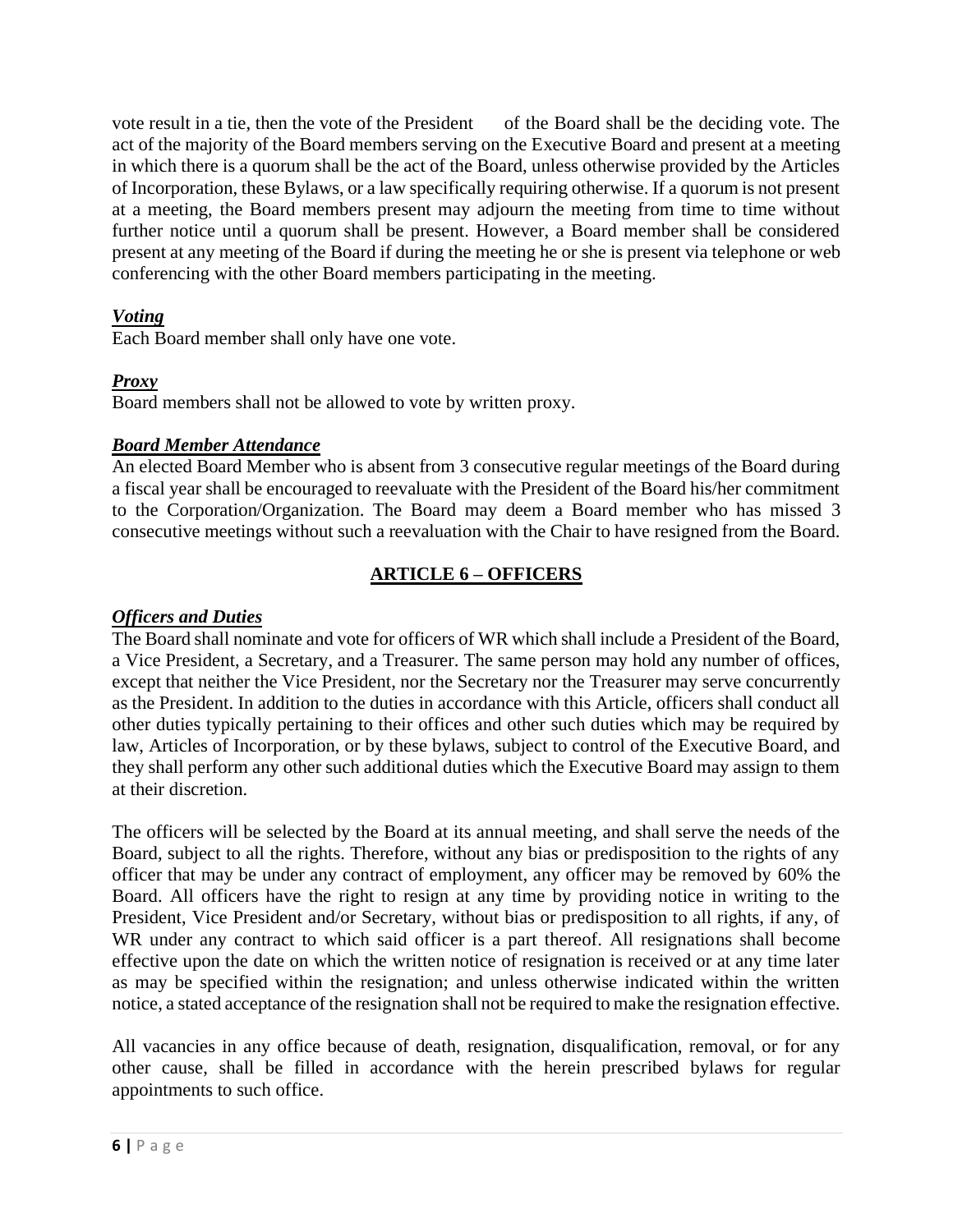vote result in a tie, then the vote of the President of the Board shall be the deciding vote. The act of the majority of the Board members serving on the Executive Board and present at a meeting in which there is a quorum shall be the act of the Board, unless otherwise provided by the Articles of Incorporation, these Bylaws, or a law specifically requiring otherwise. If a quorum is not present at a meeting, the Board members present may adjourn the meeting from time to time without further notice until a quorum shall be present. However, a Board member shall be considered present at any meeting of the Board if during the meeting he or she is present via telephone or web conferencing with the other Board members participating in the meeting.

***Voting***

Each Board member shall only have one vote.

***Proxy***

Board members shall not be allowed to vote by written proxy.

***Board Member Attendance***

An elected Board Member who is absent from 3 consecutive regular meetings of the Board during a fiscal year shall be encouraged to reevaluate with the President of the Board his/her commitment to the Corporation/Organization. The Board may deem a Board member who has missed 3 consecutive meetings without such a reevaluation with the Chair to have resigned from the Board.

## ARTICLE 6 – OFFICERS

***Officers and Duties***

The Board shall nominate and vote for officers of WR which shall include a President of the Board, a Vice President, a Secretary, and a Treasurer. The same person may hold any number of offices, except that neither the Vice President, nor the Secretary nor the Treasurer may serve concurrently as the President. In addition to the duties in accordance with this Article, officers shall conduct all other duties typically pertaining to their offices and other such duties which may be required by law, Articles of Incorporation, or by these bylaws, subject to control of the Executive Board, and they shall perform any other such additional duties which the Executive Board may assign to them at their discretion.

The officers will be selected by the Board at its annual meeting, and shall serve the needs of the Board, subject to all the rights. Therefore, without any bias or predisposition to the rights of any officer that may be under any contract of employment, any officer may be removed by 60% the Board. All officers have the right to resign at any time by providing notice in writing to the President, Vice President and/or Secretary, without bias or predisposition to all rights, if any, of WR under any contract to which said officer is a part thereof. All resignations shall become effective upon the date on which the written notice of resignation is received or at any time later as may be specified within the resignation; and unless otherwise indicated within the written notice, a stated acceptance of the resignation shall not be required to make the resignation effective.

All vacancies in any office because of death, resignation, disqualification, removal, or for any other cause, shall be filled in accordance with the herein prescribed bylaws for regular appointments to such office.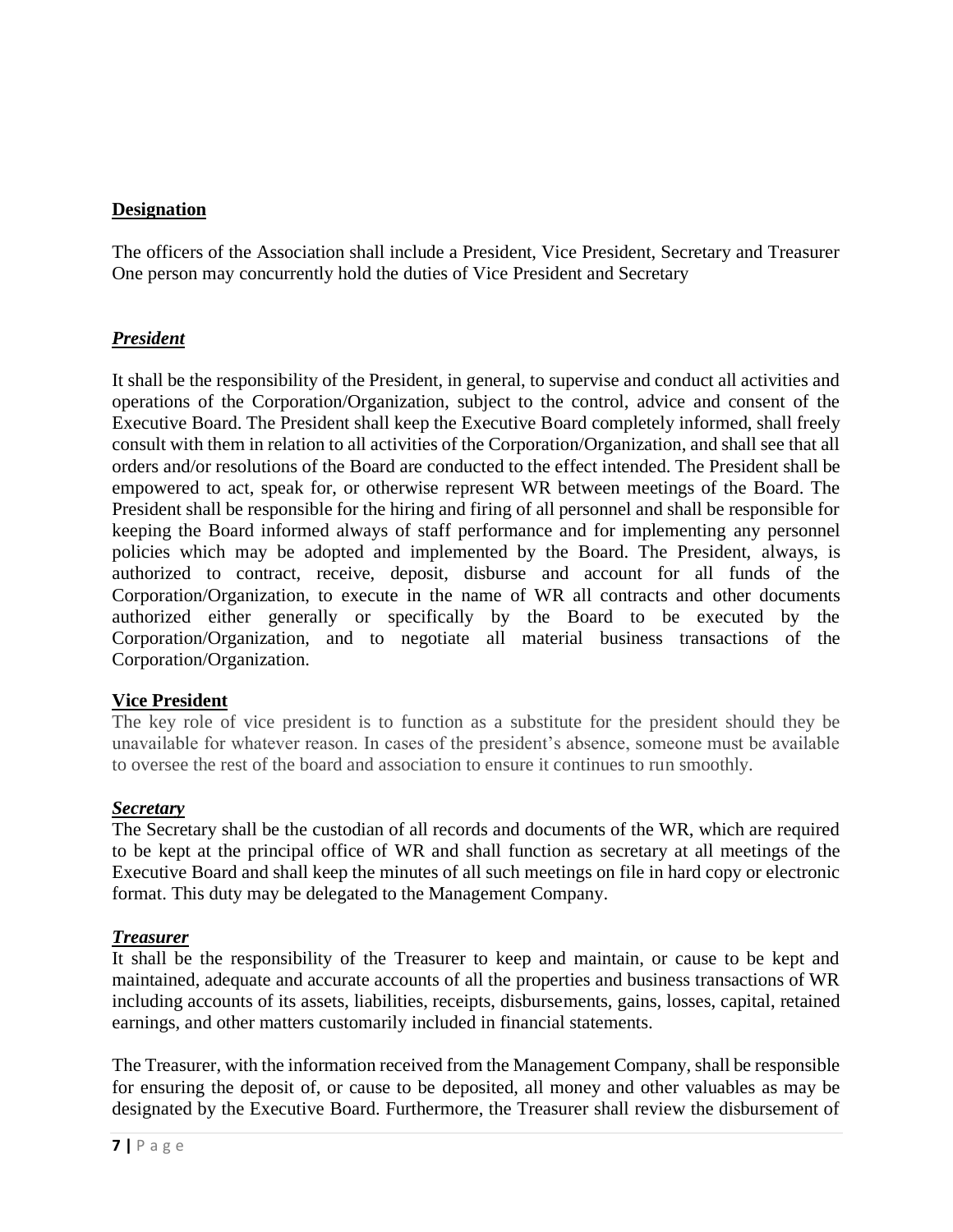## **Designation**

The officers of the Association shall include a President, Vice President, Secretary and Treasurer One person may concurrently hold the duties of Vice President and Secretary

### ***President***

It shall be the responsibility of the President, in general, to supervise and conduct all activities and operations of the Corporation/Organization, subject to the control, advice and consent of the Executive Board. The President shall keep the Executive Board completely informed, shall freely consult with them in relation to all activities of the Corporation/Organization, and shall see that all orders and/or resolutions of the Board are conducted to the effect intended. The President shall be empowered to act, speak for, or otherwise represent WR between meetings of the Board. The President shall be responsible for the hiring and firing of all personnel and shall be responsible for keeping the Board informed always of staff performance and for implementing any personnel policies which may be adopted and implemented by the Board. The President, always, is authorized to contract, receive, deposit, disburse and account for all funds of the Corporation/Organization, to execute in the name of WR all contracts and other documents authorized either generally or specifically by the Board to be executed by the Corporation/Organization, and to negotiate all material business transactions of the Corporation/Organization.

### **Vice President**

The key role of vice president is to function as a substitute for the president should they be unavailable for whatever reason. In cases of the president's absence, someone must be available to oversee the rest of the board and association to ensure it continues to run smoothly.

### ***Secretary***

The Secretary shall be the custodian of all records and documents of the WR, which are required to be kept at the principal office of WR and shall function as secretary at all meetings of the Executive Board and shall keep the minutes of all such meetings on file in hard copy or electronic format. This duty may be delegated to the Management Company.

### ***Treasurer***

It shall be the responsibility of the Treasurer to keep and maintain, or cause to be kept and maintained, adequate and accurate accounts of all the properties and business transactions of WR including accounts of its assets, liabilities, receipts, disbursements, gains, losses, capital, retained earnings, and other matters customarily included in financial statements.

The Treasurer, with the information received from the Management Company, shall be responsible for ensuring the deposit of, or cause to be deposited, all money and other valuables as may be designated by the Executive Board. Furthermore, the Treasurer shall review the disbursement of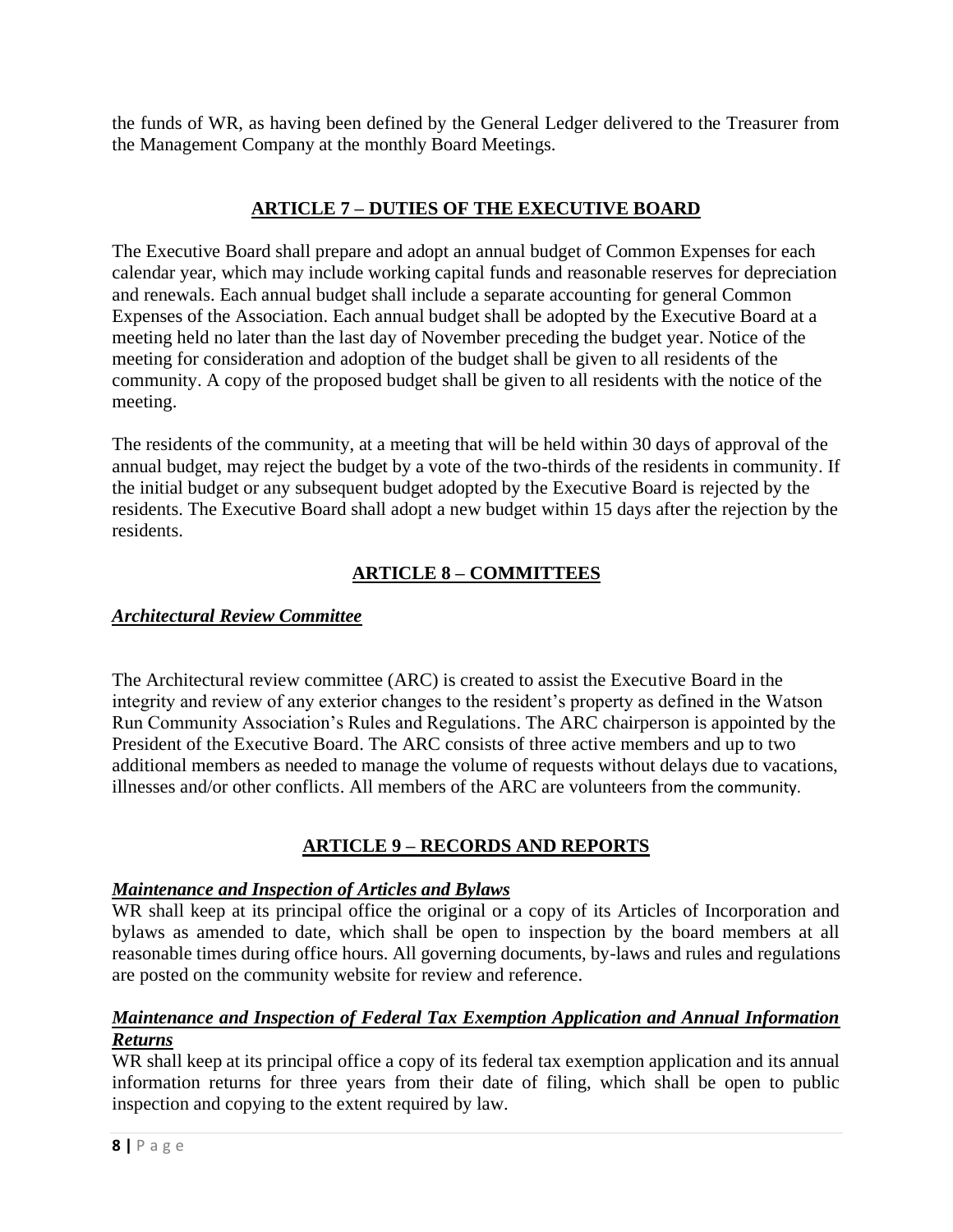the funds of WR, as having been defined by the General Ledger delivered to the Treasurer from the Management Company at the monthly Board Meetings.

## ARTICLE 7 – DUTIES OF THE EXECUTIVE BOARD

The Executive Board shall prepare and adopt an annual budget of Common Expenses for each calendar year, which may include working capital funds and reasonable reserves for depreciation and renewals. Each annual budget shall include a separate accounting for general Common Expenses of the Association. Each annual budget shall be adopted by the Executive Board at a meeting held no later than the last day of November preceding the budget year. Notice of the meeting for consideration and adoption of the budget shall be given to all residents of the community. A copy of the proposed budget shall be given to all residents with the notice of the meeting.

The residents of the community, at a meeting that will be held within 30 days of approval of the annual budget, may reject the budget by a vote of the two-thirds of the residents in community. If the initial budget or any subsequent budget adopted by the Executive Board is rejected by the residents. The Executive Board shall adopt a new budget within 15 days after the rejection by the residents.

## ARTICLE 8 – COMMITTEES

### *Architectural Review Committee*

The Architectural review committee (ARC) is created to assist the Executive Board in the integrity and review of any exterior changes to the resident's property as defined in the Watson Run Community Association's Rules and Regulations. The ARC chairperson is appointed by the President of the Executive Board. The ARC consists of three active members and up to two additional members as needed to manage the volume of requests without delays due to vacations, illnesses and/or other conflicts. All members of the ARC are volunteers from the community.

## ARTICLE 9 – RECORDS AND REPORTS

### *Maintenance and Inspection of Articles and Bylaws*

WR shall keep at its principal office the original or a copy of its Articles of Incorporation and bylaws as amended to date, which shall be open to inspection by the board members at all reasonable times during office hours. All governing documents, by-laws and rules and regulations are posted on the community website for review and reference.

### *Maintenance and Inspection of Federal Tax Exemption Application and Annual Information Returns*

WR shall keep at its principal office a copy of its federal tax exemption application and its annual information returns for three years from their date of filing, which shall be open to public inspection and copying to the extent required by law.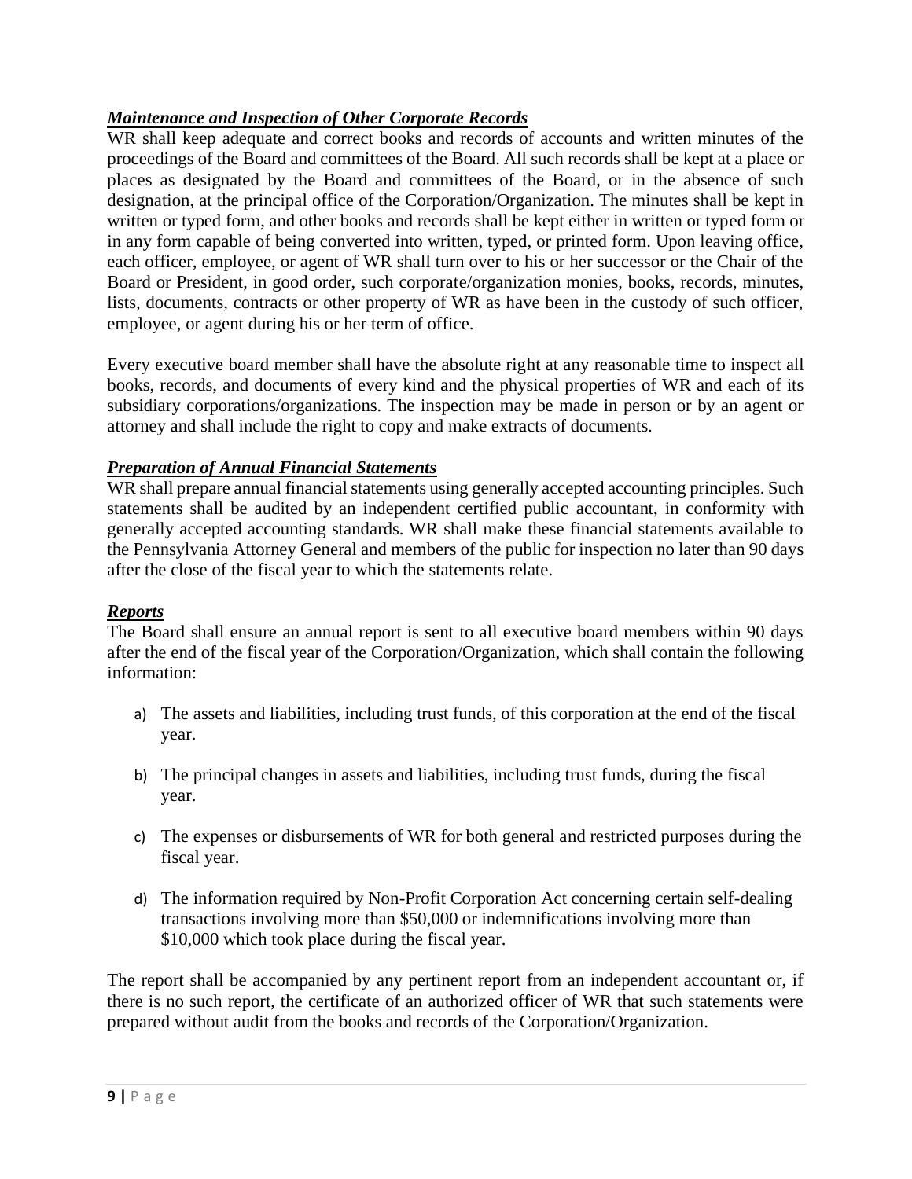***Maintenance and Inspection of Other Corporate Records***

WR shall keep adequate and correct books and records of accounts and written minutes of the proceedings of the Board and committees of the Board. All such records shall be kept at a place or places as designated by the Board and committees of the Board, or in the absence of such designation, at the principal office of the Corporation/Organization. The minutes shall be kept in written or typed form, and other books and records shall be kept either in written or typed form or in any form capable of being converted into written, typed, or printed form. Upon leaving office, each officer, employee, or agent of WR shall turn over to his or her successor or the Chair of the Board or President, in good order, such corporate/organization monies, books, records, minutes, lists, documents, contracts or other property of WR as have been in the custody of such officer, employee, or agent during his or her term of office.

Every executive board member shall have the absolute right at any reasonable time to inspect all books, records, and documents of every kind and the physical properties of WR and each of its subsidiary corporations/organizations. The inspection may be made in person or by an agent or attorney and shall include the right to copy and make extracts of documents.

***Preparation of Annual Financial Statements***

WR shall prepare annual financial statements using generally accepted accounting principles. Such statements shall be audited by an independent certified public accountant, in conformity with generally accepted accounting standards. WR shall make these financial statements available to the Pennsylvania Attorney General and members of the public for inspection no later than 90 days after the close of the fiscal year to which the statements relate.

***Reports***

The Board shall ensure an annual report is sent to all executive board members within 90 days after the end of the fiscal year of the Corporation/Organization, which shall contain the following information:

a) The assets and liabilities, including trust funds, of this corporation at the end of the fiscal year.

b) The principal changes in assets and liabilities, including trust funds, during the fiscal year.

c) The expenses or disbursements of WR for both general and restricted purposes during the fiscal year.

d) The information required by Non-Profit Corporation Act concerning certain self-dealing transactions involving more than $50,000 or indemnifications involving more than $10,000 which took place during the fiscal year.

The report shall be accompanied by any pertinent report from an independent accountant or, if there is no such report, the certificate of an authorized officer of WR that such statements were prepared without audit from the books and records of the Corporation/Organization.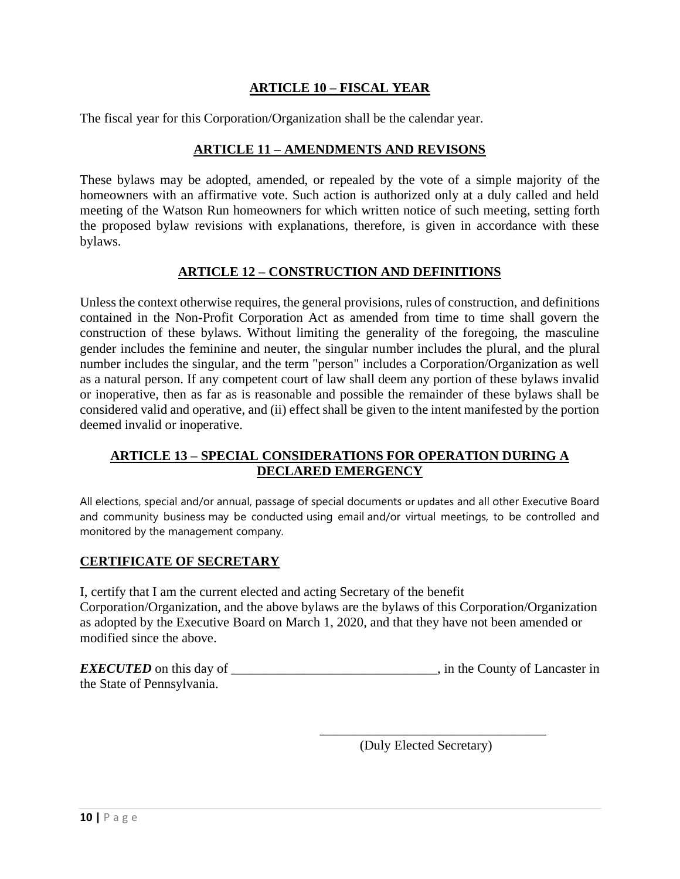## ARTICLE 10 – FISCAL YEAR

The fiscal year for this Corporation/Organization shall be the calendar year.

## ARTICLE 11 – AMENDMENTS AND REVISONS

These bylaws may be adopted, amended, or repealed by the vote of a simple majority of the homeowners with an affirmative vote. Such action is authorized only at a duly called and held meeting of the Watson Run homeowners for which written notice of such meeting, setting forth the proposed bylaw revisions with explanations, therefore, is given in accordance with these bylaws.

## ARTICLE 12 – CONSTRUCTION AND DEFINITIONS

Unless the context otherwise requires, the general provisions, rules of construction, and definitions contained in the Non-Profit Corporation Act as amended from time to time shall govern the construction of these bylaws. Without limiting the generality of the foregoing, the masculine gender includes the feminine and neuter, the singular number includes the plural, and the plural number includes the singular, and the term "person" includes a Corporation/Organization as well as a natural person. If any competent court of law shall deem any portion of these bylaws invalid or inoperative, then as far as is reasonable and possible the remainder of these bylaws shall be considered valid and operative, and (ii) effect shall be given to the intent manifested by the portion deemed invalid or inoperative.

## ARTICLE 13 – SPECIAL CONSIDERATIONS FOR OPERATION DURING A DECLARED EMERGENCY

All elections, special and/or annual, passage of special documents or updates and all other Executive Board and community business may be conducted using email and/or virtual meetings, to be controlled and monitored by the management company.

## CERTIFICATE OF SECRETARY

I, certify that I am the current elected and acting Secretary of the benefit Corporation/Organization, and the above bylaws are the bylaws of this Corporation/Organization as adopted by the Executive Board on March 1, 2020, and that they have not been amended or modified since the above.

***EXECUTED*** on this day of ______________________________, in the County of Lancaster in the State of Pennsylvania.

__________________________________
(Duly Elected Secretary)